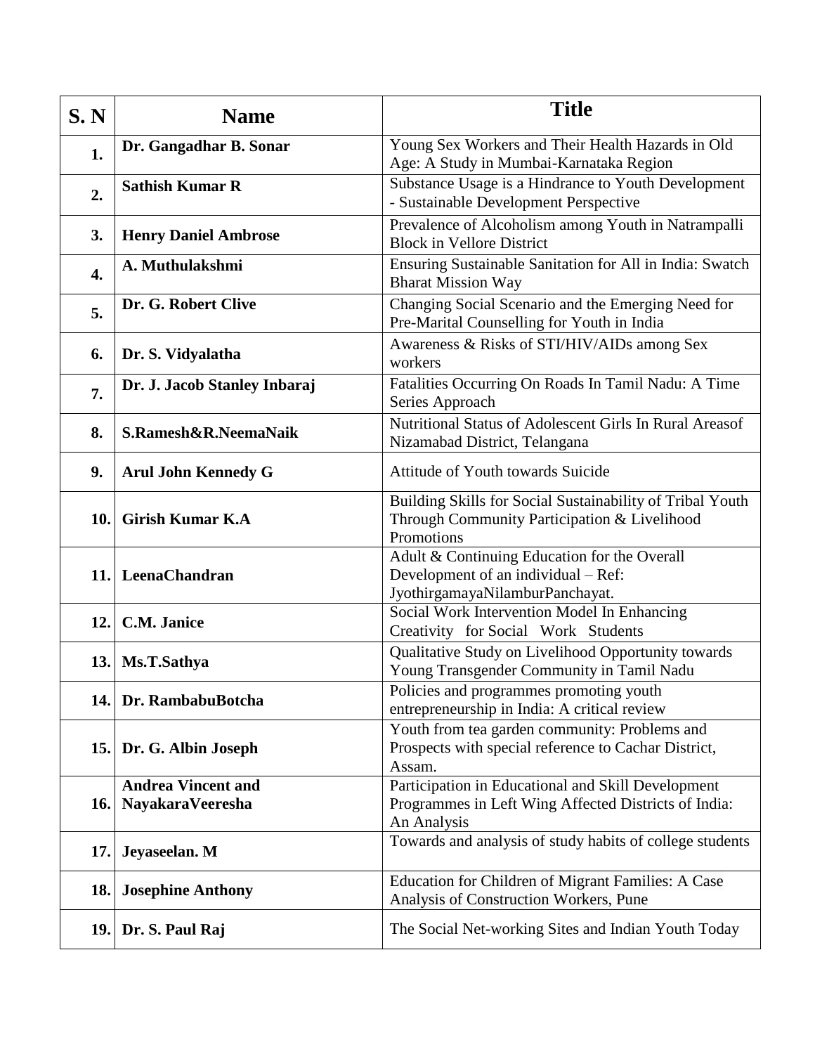| S. N | Name | Title |
|---|---|---|
| 1. | **Dr. Gangadhar B. Sonar** | Young Sex Workers and Their Health Hazards in Old Age: A Study in Mumbai-Karnataka Region |
| 2. | **Sathish Kumar R** | Substance Usage is a Hindrance to Youth Development - Sustainable Development Perspective |
| 3. | **Henry Daniel Ambrose** | Prevalence of Alcoholism among Youth in Natrampalli Block in Vellore District |
| 4. | **A. Muthulakshmi** | Ensuring Sustainable Sanitation for All in India: Swatch Bharat Mission Way |
| 5. | **Dr. G. Robert Clive** | Changing Social Scenario and the Emerging Need for Pre-Marital Counselling for Youth in India |
| 6. | **Dr. S. Vidyalatha** | Awareness & Risks of STI/HIV/AIDs among Sex workers |
| 7. | **Dr. J. Jacob Stanley Inbaraj** | Fatalities Occurring On Roads In Tamil Nadu: A Time Series Approach |
| 8. | **S.Ramesh&R.NeemaNaik** | Nutritional Status of Adolescent Girls In Rural Areasof Nizamabad District, Telangana |
| 9. | **Arul John Kennedy G** | Attitude of Youth towards Suicide |
| 10. | **Girish Kumar K.A** | Building Skills for Social Sustainability of Tribal Youth Through Community Participation & Livelihood Promotions |
| 11. | **LeenaChandran** | Adult & Continuing Education for the Overall Development of an individual – Ref: JyothirgamayaNilamburPanchayat. |
| 12. | **C.M. Janice** | Social Work Intervention Model In Enhancing Creativity for Social Work Students |
| 13. | **Ms.T.Sathya** | Qualitative Study on Livelihood Opportunity towards Young Transgender Community in Tamil Nadu |
| 14. | **Dr. RambabuBotcha** | Policies and programmes promoting youth entrepreneurship in India: A critical review |
| 15. | **Dr. G. Albin Joseph** | Youth from tea garden community: Problems and Prospects with special reference to Cachar District, Assam. |
| 16. | **Andrea Vincent and NayakaraVeeresha** | Participation in Educational and Skill Development Programmes in Left Wing Affected Districts of India: An Analysis |
| 17. | **Jeyaseelan. M** | Towards and analysis of study habits of college students |
| 18. | **Josephine Anthony** | Education for Children of Migrant Families: A Case Analysis of Construction Workers, Pune |
| 19. | **Dr. S. Paul Raj** | The Social Net-working Sites and Indian Youth Today |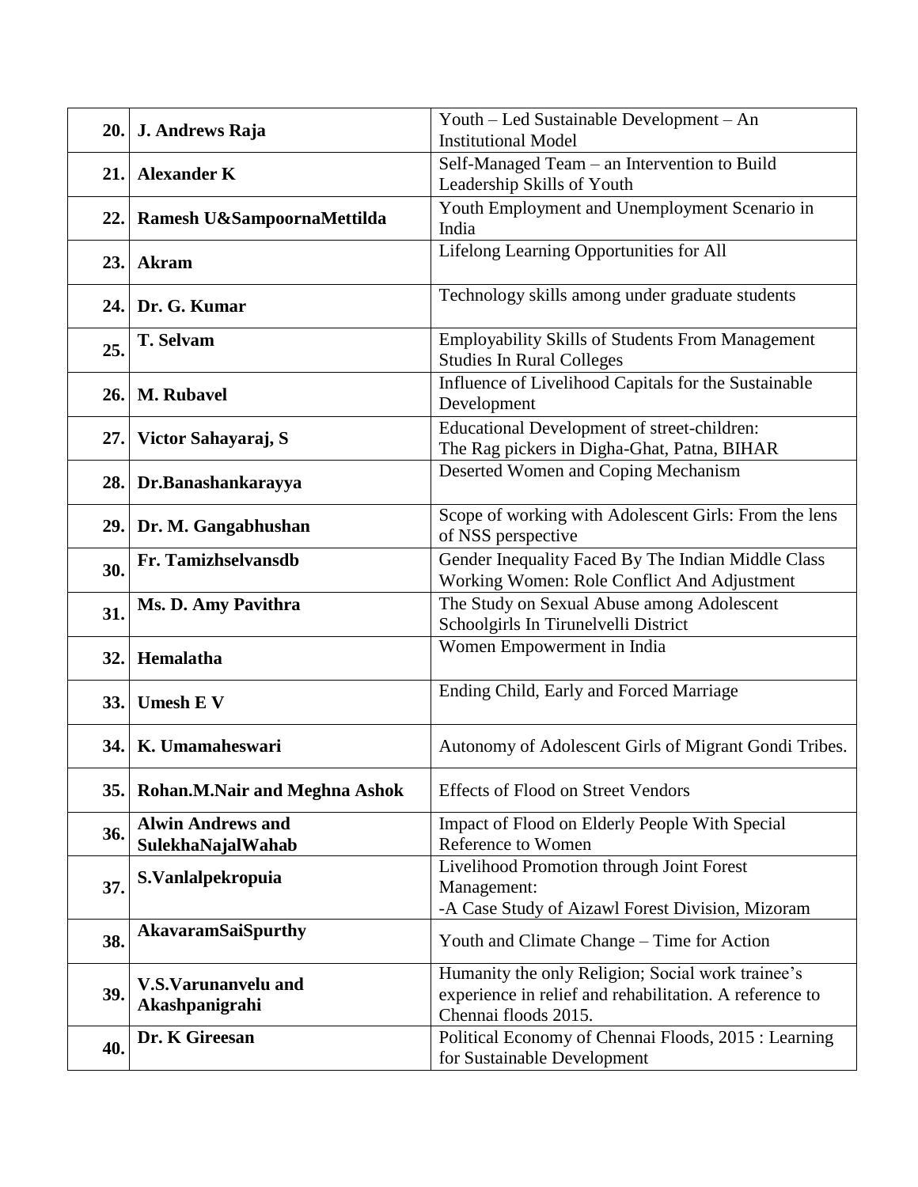| | | |
|---|---|---|
| **20.** | **J. Andrews Raja** | Youth – Led Sustainable Development – An Institutional Model |
| **21.** | **Alexander K** | Self-Managed Team – an Intervention to Build Leadership Skills of Youth |
| **22.** | **Ramesh U&SampoornaMettilda** | Youth Employment and Unemployment Scenario in India |
| **23.** | **Akram** | Lifelong Learning Opportunities for All |
| **24.** | **Dr. G. Kumar** | Technology skills among under graduate students |
| **25.** | **T. Selvam** | Employability Skills of Students From Management Studies In Rural Colleges |
| **26.** | **M. Rubavel** | Influence of Livelihood Capitals for the Sustainable Development |
| **27.** | **Victor Sahayaraj, S** | Educational Development of street-children: The Rag pickers in Digha-Ghat, Patna, BIHAR |
| **28.** | **Dr.Banashankarayya** | Deserted Women and Coping Mechanism |
| **29.** | **Dr. M. Gangabhushan** | Scope of working with Adolescent Girls: From the lens of NSS perspective |
| **30.** | **Fr. Tamizhselvansdb** | Gender Inequality Faced By The Indian Middle Class Working Women: Role Conflict And Adjustment |
| **31.** | **Ms. D. Amy Pavithra** | The Study on Sexual Abuse among Adolescent Schoolgirls In Tirunelvelli District |
| **32.** | **Hemalatha** | Women Empowerment in India |
| **33.** | **Umesh E V** | Ending Child, Early and Forced Marriage |
| **34.** | **K. Umamaheswari** | Autonomy of Adolescent Girls of Migrant Gondi Tribes. |
| **35.** | **Rohan.M.Nair and Meghna Ashok** | Effects of Flood on Street Vendors |
| **36.** | **Alwin Andrews and SulekhaNajalWahab** | Impact of Flood on Elderly People With Special Reference to Women |
| **37.** | **S.Vanlalpekropuia** | Livelihood Promotion through Joint Forest Management: -A Case Study of Aizawl Forest Division, Mizoram |
| **38.** | **AkavaramSaiSpurthy** | Youth and Climate Change – Time for Action |
| **39.** | **V.S.Varunanvelu and Akashpanigrahi** | Humanity the only Religion; Social work trainee's experience in relief and rehabilitation. A reference to Chennai floods 2015. |
| **40.** | **Dr. K Gireesan** | Political Economy of Chennai Floods, 2015 : Learning for Sustainable Development |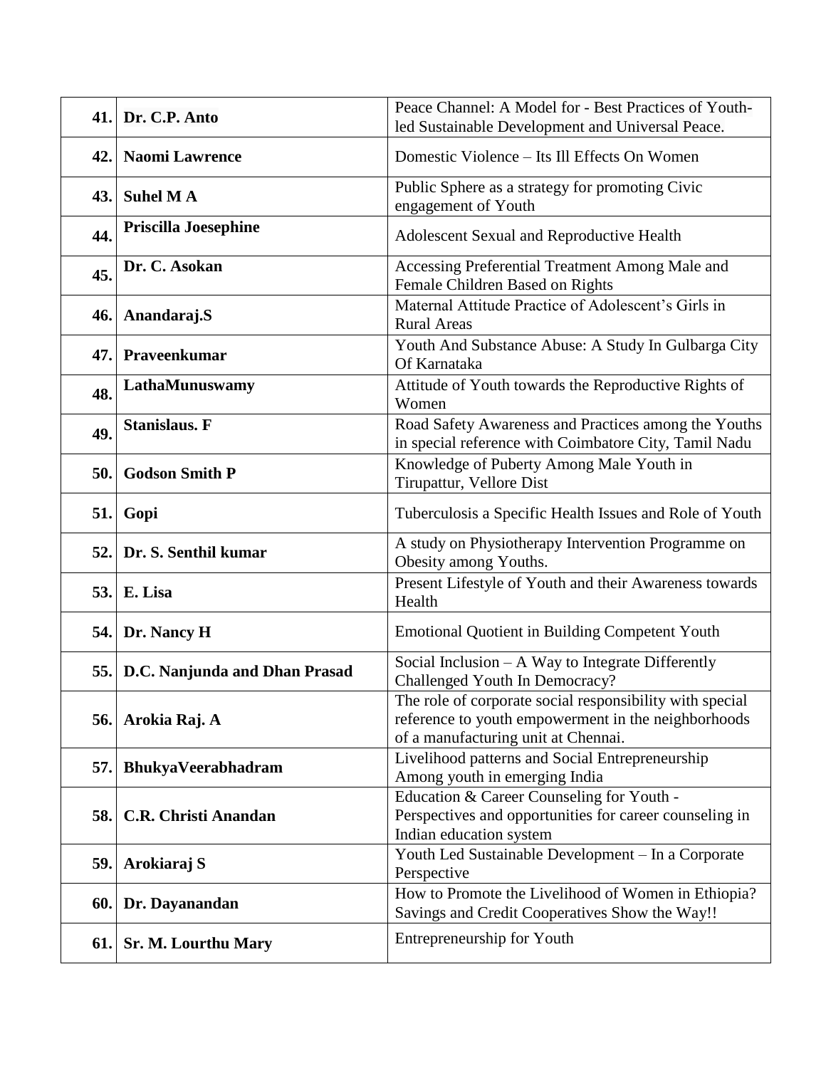| | | |
|---|---|---|
| **41.** | **Dr. C.P. Anto** | Peace Channel: A Model for - Best Practices of Youth-led Sustainable Development and Universal Peace. |
| **42.** | **Naomi Lawrence** | Domestic Violence – Its Ill Effects On Women |
| **43.** | **Suhel M A** | Public Sphere as a strategy for promoting Civic engagement of Youth |
| **44.** | **Priscilla Joesephine** | Adolescent Sexual and Reproductive Health |
| **45.** | **Dr. C. Asokan** | Accessing Preferential Treatment Among Male and Female Children Based on Rights |
| **46.** | **Anandaraj.S** | Maternal Attitude Practice of Adolescent's Girls in Rural Areas |
| **47.** | **Praveenkumar** | Youth And Substance Abuse: A Study In Gulbarga City Of Karnataka |
| **48.** | **LathaMunuswamy** | Attitude of Youth towards the Reproductive Rights of Women |
| **49.** | **Stanislaus. F** | Road Safety Awareness and Practices among the Youths in special reference with Coimbatore City, Tamil Nadu |
| **50.** | **Godson Smith P** | Knowledge of Puberty Among Male Youth in Tirupattur, Vellore Dist |
| **51.** | **Gopi** | Tuberculosis a Specific Health Issues and Role of Youth |
| **52.** | **Dr. S. Senthil kumar** | A study on Physiotherapy Intervention Programme on Obesity among Youths. |
| **53.** | **E. Lisa** | Present Lifestyle of Youth and their Awareness towards Health |
| **54.** | **Dr. Nancy H** | Emotional Quotient in Building Competent Youth |
| **55.** | **D.C. Nanjunda and Dhan Prasad** | Social Inclusion – A Way to Integrate Differently Challenged Youth In Democracy? |
| **56.** | **Arokia Raj. A** | The role of corporate social responsibility with special reference to youth empowerment in the neighborhoods of a manufacturing unit at Chennai. |
| **57.** | **BhukyaVeerabhadram** | Livelihood patterns and Social Entrepreneurship Among youth in emerging India |
| **58.** | **C.R. Christi Anandan** | Education & Career Counseling for Youth - Perspectives and opportunities for career counseling in Indian education system |
| **59.** | **Arokiaraj S** | Youth Led Sustainable Development – In a Corporate Perspective |
| **60.** | **Dr. Dayanandan** | How to Promote the Livelihood of Women in Ethiopia? Savings and Credit Cooperatives Show the Way!! |
| **61.** | **Sr. M. Lourthu Mary** | Entrepreneurship for Youth |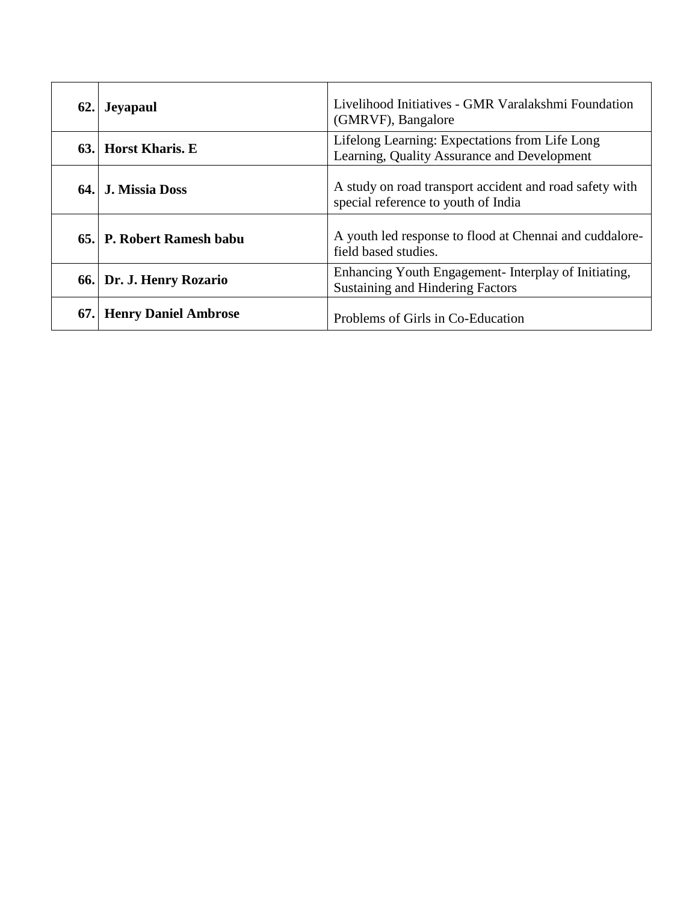| | | |
|---|---|---|
| **62.** | **Jeyapaul** | Livelihood Initiatives - GMR Varalakshmi Foundation (GMRVF), Bangalore |
| **63.** | **Horst Kharis. E** | Lifelong Learning: Expectations from Life Long Learning, Quality Assurance and Development |
| **64.** | **J. Missia Doss** | A study on road transport accident and road safety with special reference to youth of India |
| **65.** | **P. Robert Ramesh babu** | A youth led response to flood at Chennai and cuddalore-field based studies. |
| **66.** | **Dr. J. Henry Rozario** | Enhancing Youth Engagement- Interplay of Initiating, Sustaining and Hindering Factors |
| **67.** | **Henry Daniel Ambrose** | Problems of Girls in Co-Education |